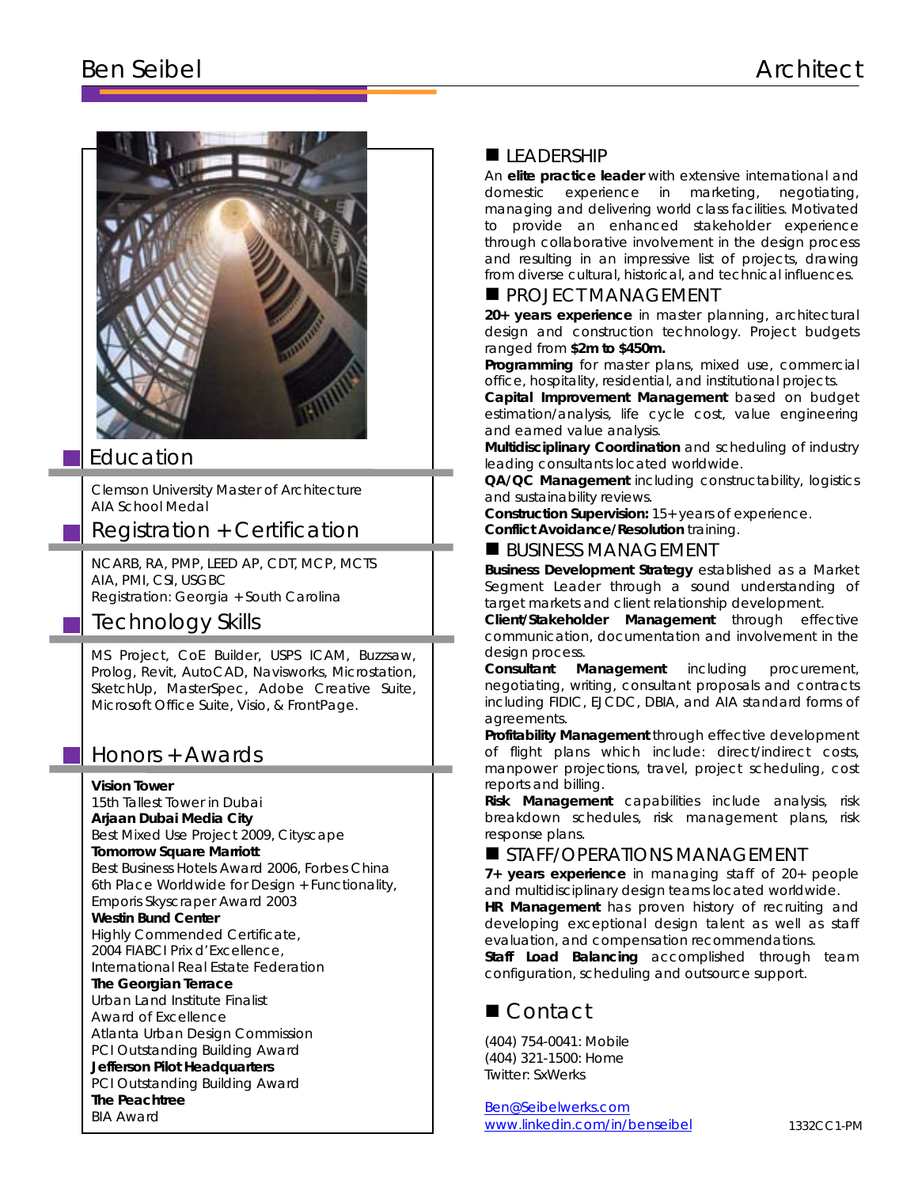# Ben Seibel

Architect

## Education

Clemson University Master of Architecture
AIA School Medal

## Registration + Certification

NCARB, RA, PMP, LEED AP, CDT, MCP, MCTS
AIA, PMI, CSI, USGBC
Registration: Georgia + South Carolina

## Technology Skills

MS Project, CoE Builder, USPS ICAM, Buzzsaw, Prolog, Revit, AutoCAD, Navisworks, Microstation, SketchUp, MasterSpec, Adobe Creative Suite, Microsoft Office Suite, Visio, & FrontPage.

## Honors + Awards

**Vision Tower**
15th Tallest Tower in Dubai
**Arjaan Dubai Media City**
Best Mixed Use Project 2009, Cityscape
**Tomorrow Square Marriott**
Best Business Hotels Award 2006, Forbes China
6th Place Worldwide for Design + Functionality, Emporis Skyscraper Award 2003
**Westin Bund Center**
Highly Commended Certificate,
2004 FIABCI Prix d'Excellence,
International Real Estate Federation
**The Georgian Terrace**
Urban Land Institute Finalist
Award of Excellence
Atlanta Urban Design Commission
PCI Outstanding Building Award
**Jefferson Pilot Headquarters**
PCI Outstanding Building Award
**The Peachtree**
BIA Award

## LEADERSHIP

An **elite practice leader** with extensive international and domestic experience in marketing, negotiating, managing and delivering world class facilities. Motivated to provide an enhanced stakeholder experience through collaborative involvement in the design process and resulting in an impressive list of projects, drawing from diverse cultural, historical, and technical influences.

## PROJECT MANAGEMENT

**20+ years experience** in master planning, architectural design and construction technology. Project budgets ranged from **$2m to $450m.**
**Programming** for master plans, mixed use, commercial office, hospitality, residential, and institutional projects.
**Capital Improvement Management** based on budget estimation/analysis, life cycle cost, value engineering and earned value analysis.
**Multidisciplinary Coordination** and scheduling of industry leading consultants located worldwide.
**QA/QC Management** including constructability, logistics and sustainability reviews.
**Construction Supervision:** 15+ years of experience.
**Conflict Avoidance/Resolution** training.

## BUSINESS MANAGEMENT

**Business Development Strategy** established as a Market Segment Leader through a sound understanding of target markets and client relationship development.
**Client/Stakeholder Management** through effective communication, documentation and involvement in the design process.
**Consultant Management** including procurement, negotiating, writing, consultant proposals and contracts including FIDIC, EJCDC, DBIA, and AIA standard forms of agreements.
**Profitability Management** through effective development of flight plans which include: direct/indirect costs, manpower projections, travel, project scheduling, cost reports and billing.
**Risk Management** capabilities include analysis, risk breakdown schedules, risk management plans, risk response plans.

## STAFF/OPERATIONS MANAGEMENT

**7+ years experience** in managing staff of 20+ people and multidisciplinary design teams located worldwide.
**HR Management** has proven history of recruiting and developing exceptional design talent as well as staff evaluation, and compensation recommendations.
**Staff Load Balancing** accomplished through team configuration, scheduling and outsource support.

## Contact

(404) 754-0041: Mobile
(404) 321-1500: Home
Twitter: SxWerks

Ben@Seibelwerks.com
www.linkedin.com/in/benseibel

1332CC1-PM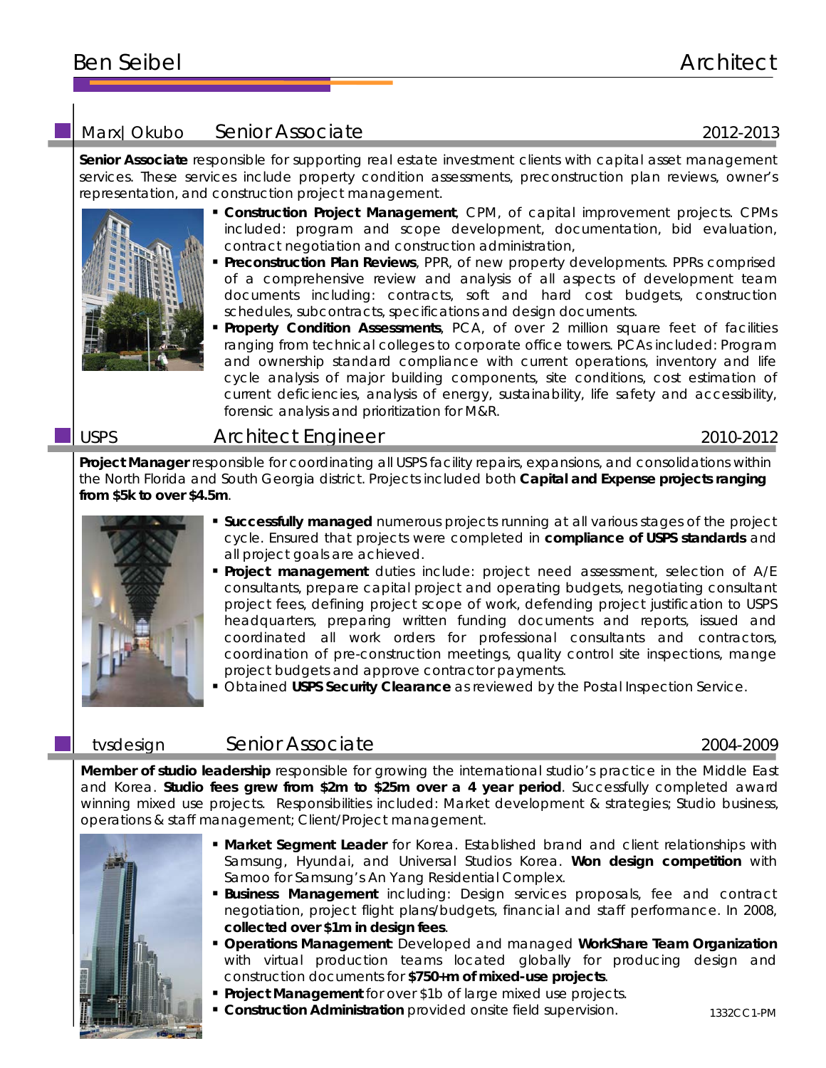# Ben Seibel — Architect

## Marx| Okubo — Senior Associate — 2012-2013

**Senior Associate** responsible for supporting real estate investment clients with capital asset management services. These services include property condition assessments, preconstruction plan reviews, owner's representation, and construction project management.

- **Construction Project Management**, CPM, of capital improvement projects. CPMs included: program and scope development, documentation, bid evaluation, contract negotiation and construction administration,
- **Preconstruction Plan Reviews**, PPR, of new property developments. PPRs comprised of a comprehensive review and analysis of all aspects of development team documents including: contracts, soft and hard cost budgets, construction schedules, subcontracts, specifications and design documents.
- **Property Condition Assessments**, PCA, of over 2 million square feet of facilities ranging from technical colleges to corporate office towers. PCAs included: Program and ownership standard compliance with current operations, inventory and life cycle analysis of major building components, site conditions, cost estimation of current deficiencies, analysis of energy, sustainability, life safety and accessibility, forensic analysis and prioritization for M&R.

## USPS — Architect Engineer — 2010-2012

**Project Manager** responsible for coordinating all USPS facility repairs, expansions, and consolidations within the North Florida and South Georgia district. Projects included both **Capital and Expense projects ranging from $5k to over $4.5m**.

- **Successfully managed** numerous projects running at all various stages of the project cycle. Ensured that projects were completed in **compliance of USPS standards** and all project goals are achieved.
- **Project management** duties include: project need assessment, selection of A/E consultants, prepare capital project and operating budgets, negotiating consultant project fees, defining project scope of work, defending project justification to USPS headquarters, preparing written funding documents and reports, issued and coordinated all work orders for professional consultants and contractors, coordination of pre-construction meetings, quality control site inspections, mange project budgets and approve contractor payments.
- Obtained **USPS Security Clearance** as reviewed by the Postal Inspection Service.

## tvsdesign — Senior Associate — 2004-2009

**Member of studio leadership** responsible for growing the international studio's practice in the Middle East and Korea. **Studio fees grew from $2m to $25m over a 4 year period**. Successfully completed award winning mixed use projects. Responsibilities included: Market development & strategies; Studio business, operations & staff management; Client/Project management.

- **Market Segment Leader** for Korea. Established brand and client relationships with Samsung, Hyundai, and Universal Studios Korea. **Won design competition** with Samoo for Samsung's An Yang Residential Complex.
- **Business Management** including: Design services proposals, fee and contract negotiation, project flight plans/budgets, financial and staff performance. In 2008, **collected over $1m in design fees**.
- **Operations Management**: Developed and managed **WorkShare Team Organization** with virtual production teams located globally for producing design and construction documents for **$750+m of mixed-use projects**.
- **Project Management** for over $1b of large mixed use projects.
- **Construction Administration** provided onsite field supervision.

1332CC1-PM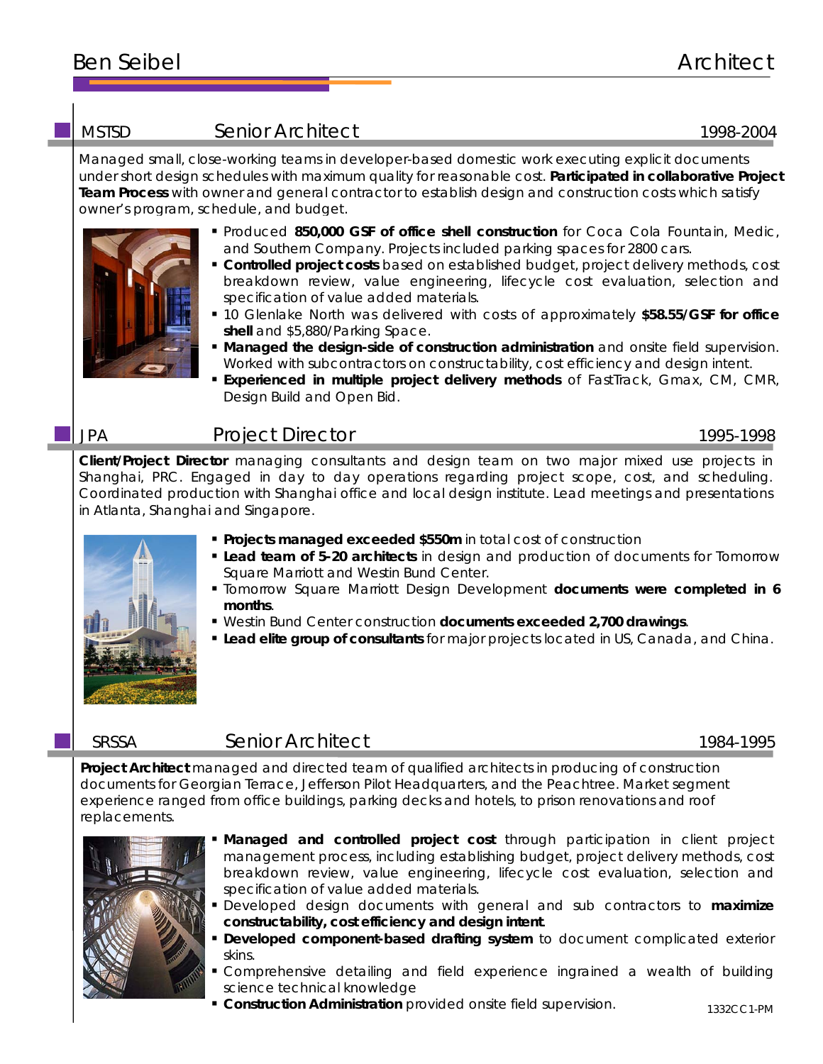# Ben Seibel

Architect

## MSTSD — Senior Architect — 1998-2004

Managed small, close-working teams in developer-based domestic work executing explicit documents under short design schedules with maximum quality for reasonable cost. **Participated in collaborative Project Team Process** with owner and general contractor to establish design and construction costs which satisfy owner's program, schedule, and budget.

- Produced **850,000 GSF of office shell construction** for Coca Cola Fountain, Medic, and Southern Company. Projects included parking spaces for 2800 cars.
- **Controlled project costs** based on established budget, project delivery methods, cost breakdown review, value engineering, lifecycle cost evaluation, selection and specification of value added materials.
- 10 Glenlake North was delivered with costs of approximately **$58.55/GSF for office shell** and $5,880/Parking Space.
- **Managed the design-side of construction administration** and onsite field supervision. Worked with subcontractors on constructability, cost efficiency and design intent.
- **Experienced in multiple project delivery methods** of FastTrack, Gmax, CM, CMR, Design Build and Open Bid.

## JPA — Project Director — 1995-1998

**Client/Project Director** managing consultants and design team on two major mixed use projects in Shanghai, PRC. Engaged in day to day operations regarding project scope, cost, and scheduling. Coordinated production with Shanghai office and local design institute. Lead meetings and presentations in Atlanta, Shanghai and Singapore.

- **Projects managed exceeded $550m** in total cost of construction
- **Lead team of 5-20 architects** in design and production of documents for Tomorrow Square Marriott and Westin Bund Center.
- Tomorrow Square Marriott Design Development **documents were completed in 6 months**.
- Westin Bund Center construction **documents exceeded 2,700 drawings**.
- **Lead elite group of consultants** for major projects located in US, Canada, and China.

## SRSSA — Senior Architect — 1984-1995

**Project Architect** managed and directed team of qualified architects in producing of construction documents for Georgian Terrace, Jefferson Pilot Headquarters, and the Peachtree. Market segment experience ranged from office buildings, parking decks and hotels, to prison renovations and roof replacements.

- **Managed and controlled project cost** through participation in client project management process, including establishing budget, project delivery methods, cost breakdown review, value engineering, lifecycle cost evaluation, selection and specification of value added materials.
- Developed design documents with general and sub contractors to **maximize constructability, cost efficiency and design intent**.
- **Developed component-based drafting system** to document complicated exterior skins.
- Comprehensive detailing and field experience ingrained a wealth of building science technical knowledge
- **Construction Administration** provided onsite field supervision.

1332CC1-PM